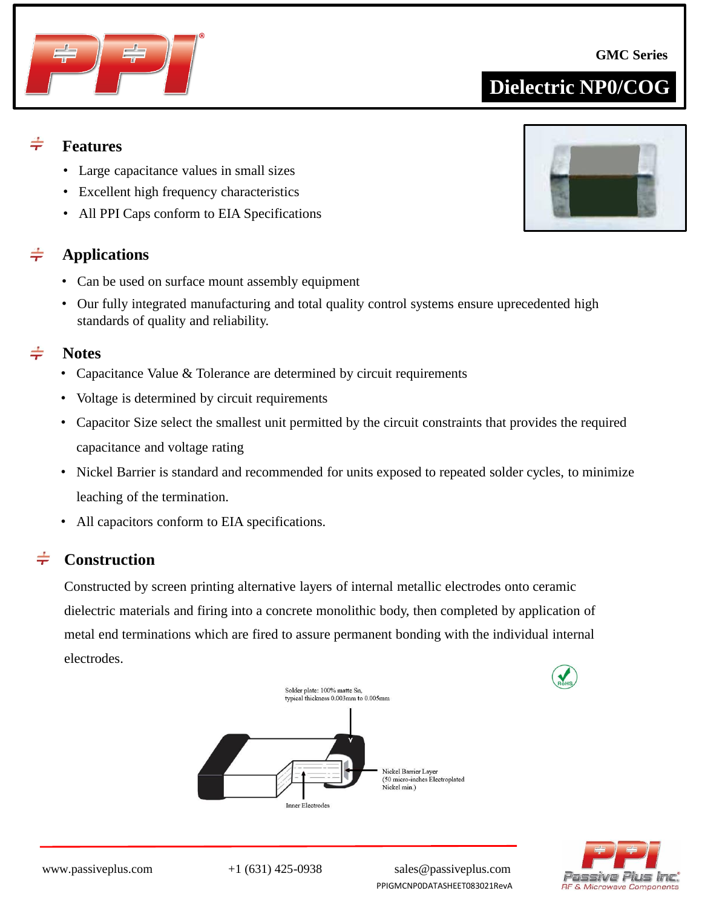GMC Series

# Dielectric NP0/COG

## Features

- Large capacitance values in small sizes
- Excellent high frequency characteristics
- All PPI Caps conform to EIA Specifications

## Applications

- Can be used on surface mount assembly equipment
- Our fully integrated manufacturing and total quality control systems ensure uprecedented high standards of quality and reliability.

## Notes

- Capacitance Value & Tolerance are determined by circuit requirements
- Voltage is determined by circuit requirements
- Capacitor Size select the smallest unit permitted by the circuit constraints that provides the required capacitance and voltage rating
- Nickel Barrier is standard and recommended for units exposed to repeated solder cycles, to minimize leaching of the termination.
- All capacitors conform to EIA specifications.

## Construction

Constructed by screen printing alternative layers of internal metallic electrodes onto ceramic dielectric materials and firing into a concrete monolithic body, then completed by application of metal end terminations which are fired to assure permanent bonding with the individual internal electrodes.

RoHS

Solder plate: 100% matte Sn, typical thickness 0.003mm to 0.005mm

Nickel Barrier Layer (50 micro-inches Electroplated Nickel min.)

Inner Electrodes

www.passiveplus.com +1 (631) 425-0938 sales@passiveplus.com

PPIGMCNP0DATASHEET083021RevA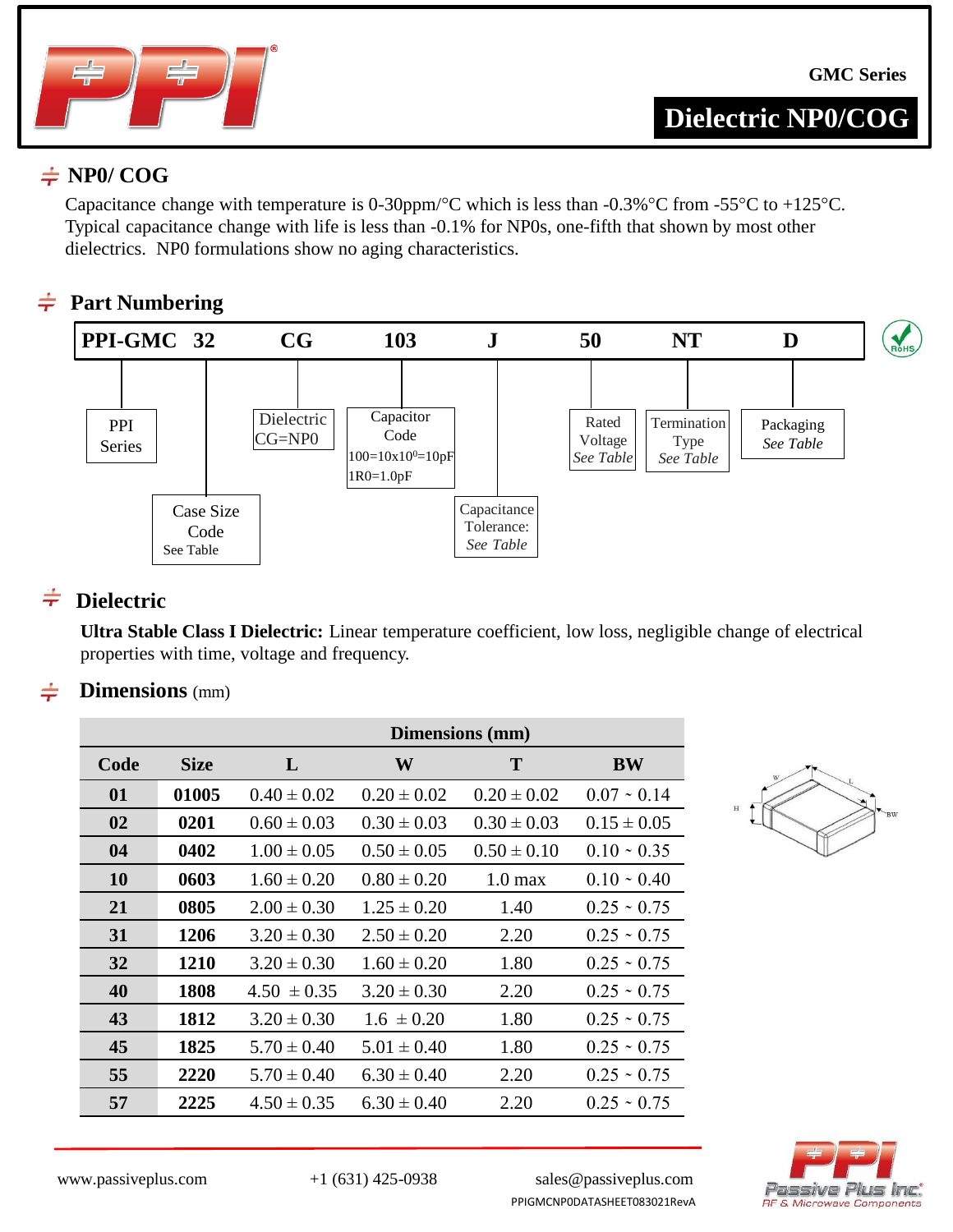**GMC Series**

**Dielectric NP0/COG**

## NP0/ COG

Capacitance change with temperature is 0-30ppm/°C which is less than -0.3%°C from -55°C to +125°C. Typical capacitance change with life is less than -0.1% for NP0s, one-fifth that shown by most other dielectrics. NP0 formulations show no aging characteristics.

## Part Numbering

**PPI-GMC 32 CG 103 J 50 NT D**

| Segment | Meaning |
|---|---|
| PPI-GMC | PPI Series |
| 32 | Case Size Code (See Table) |
| CG | Dielectric CG=NP0 |
| 103 | Capacitor Code 100=10x10$^0$=10pF 1R0=1.0pF |
| J | Capacitance Tolerance: *See Table* |
| 50 | Rated Voltage *See Table* |
| NT | Termination Type *See Table* |
| D | Packaging *See Table* |

RoHS

## Dielectric

**Ultra Stable Class I Dielectric:** Linear temperature coefficient, low loss, negligible change of electrical properties with time, voltage and frequency.

## Dimensions (mm)

| | | Dimensions (mm) | | | |
|---|---|---|---|---|---|
| **Code** | **Size** | **L** | **W** | **T** | **BW** |
| **01** | **01005** | 0.40 ± 0.02 | 0.20 ± 0.02 | 0.20 ± 0.02 | 0.07 ~ 0.14 |
| **02** | **0201** | 0.60 ± 0.03 | 0.30 ± 0.03 | 0.30 ± 0.03 | 0.15 ± 0.05 |
| **04** | **0402** | 1.00 ± 0.05 | 0.50 ± 0.05 | 0.50 ± 0.10 | 0.10 ~ 0.35 |
| **10** | **0603** | 1.60 ± 0.20 | 0.80 ± 0.20 | 1.0 max | 0.10 ~ 0.40 |
| **21** | **0805** | 2.00 ± 0.30 | 1.25 ± 0.20 | 1.40 | 0.25 ~ 0.75 |
| **31** | **1206** | 3.20 ± 0.30 | 2.50 ± 0.20 | 2.20 | 0.25 ~ 0.75 |
| **32** | **1210** | 3.20 ± 0.30 | 1.60 ± 0.20 | 1.80 | 0.25 ~ 0.75 |
| **40** | **1808** | 4.50 ± 0.35 | 3.20 ± 0.30 | 2.20 | 0.25 ~ 0.75 |
| **43** | **1812** | 3.20 ± 0.30 | 1.6 ± 0.20 | 1.80 | 0.25 ~ 0.75 |
| **45** | **1825** | 5.70 ± 0.40 | 5.01 ± 0.40 | 1.80 | 0.25 ~ 0.75 |
| **55** | **2220** | 5.70 ± 0.40 | 6.30 ± 0.40 | 2.20 | 0.25 ~ 0.75 |
| **57** | **2225** | 4.50 ± 0.35 | 6.30 ± 0.40 | 2.20 | 0.25 ~ 0.75 |

www.passiveplus.com | +1 (631) 425-0938 | sales@passiveplus.com

PPIGMCNP0DATASHEET083021RevA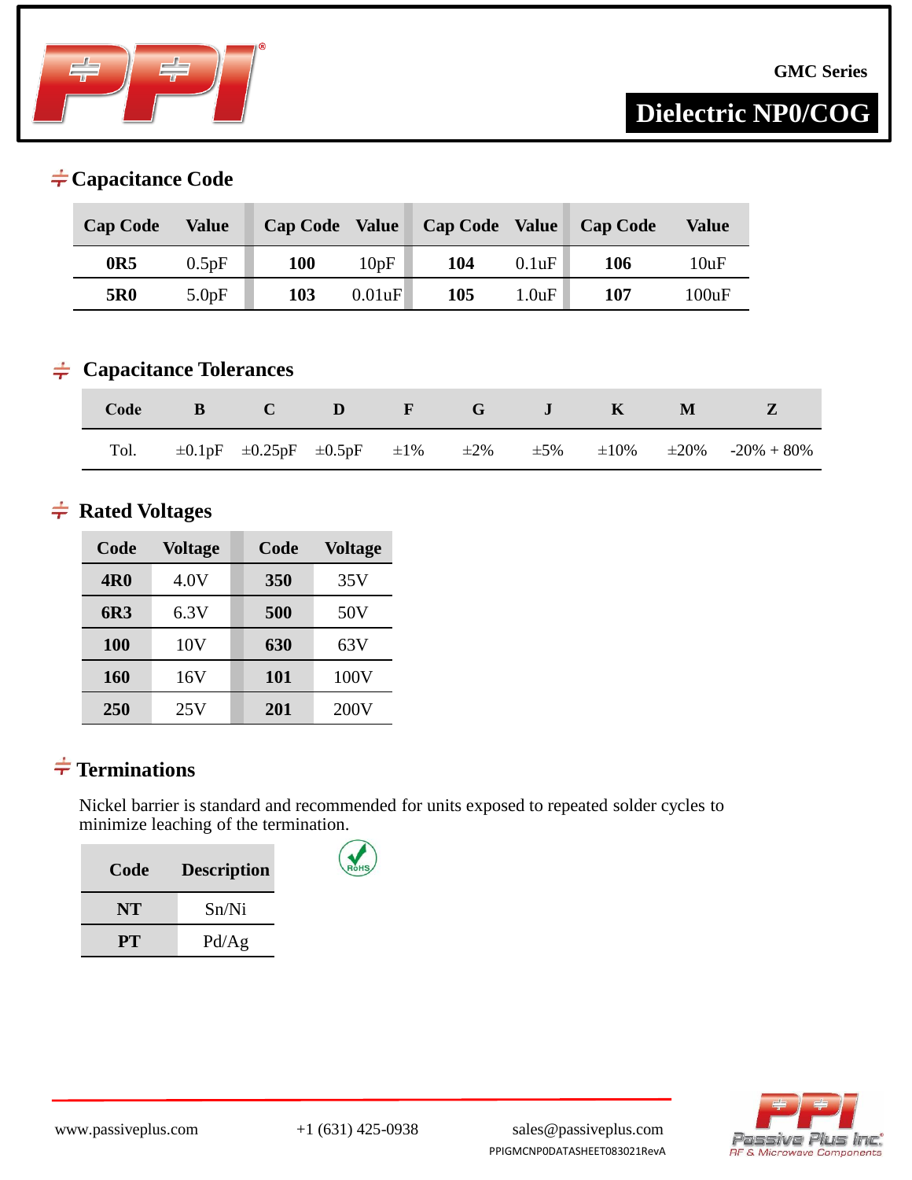GMC Series

# Dielectric NP0/COG

## Capacitance Code

| Cap Code | Value | Cap Code | Value | Cap Code | Value | Cap Code | Value |
|---|---|---|---|---|---|---|---|
| **0R5** | 0.5pF | **100** | 10pF | **104** | 0.1uF | **106** | 10uF |
| **5R0** | 5.0pF | **103** | 0.01uF | **105** | 1.0uF | **107** | 100uF |

## Capacitance Tolerances

| Code | B | C | D | F | G | J | K | M | Z |
|---|---|---|---|---|---|---|---|---|---|
| Tol. | ±0.1pF | ±0.25pF | ±0.5pF | ±1% | ±2% | ±5% | ±10% | ±20% | -20% + 80% |

## Rated Voltages

| Code | Voltage | Code | Voltage |
|---|---|---|---|
| **4R0** | 4.0V | **350** | 35V |
| **6R3** | 6.3V | **500** | 50V |
| **100** | 10V | **630** | 63V |
| **160** | 16V | **101** | 100V |
| **250** | 25V | **201** | 200V |

## Terminations

Nickel barrier is standard and recommended for units exposed to repeated solder cycles to minimize leaching of the termination.

| Code | Description |
|---|---|
| **NT** | Sn/Ni |
| **PT** | Pd/Ag |

RoHS

www.passiveplus.com +1 (631) 425-0938 sales@passiveplus.com

PPIGMCNP0DATASHEET083021RevA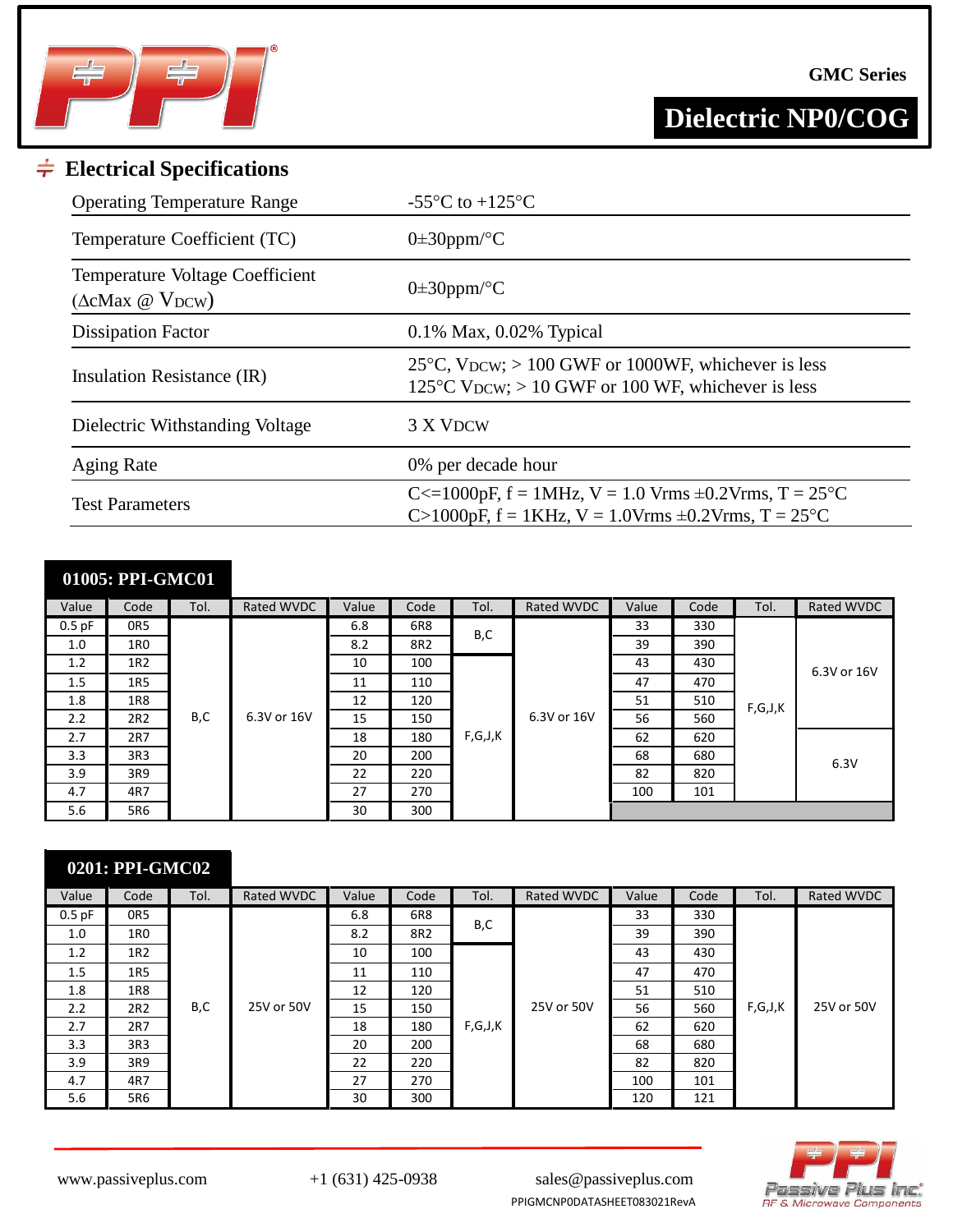GMC Series

# Dielectric NP0/COG

## Electrical Specifications

| | |
|---|---|
| Operating Temperature Range | -55°C to +125°C |
| Temperature Coefficient (TC) | 0±30ppm/°C |
| Temperature Voltage Coefficient ($\Delta$cMax @ $V_{DCW}$) | 0±30ppm/°C |
| Dissipation Factor | 0.1% Max, 0.02% Typical |
| Insulation Resistance (IR) | 25°C, $V_{DCW}$; > 100 GWF or 1000WF, whichever is less<br>125°C $V_{DCW}$; > 10 GWF or 100 WF, whichever is less |
| Dielectric Withstanding Voltage | 3 X VDCW |
| Aging Rate | 0% per decade hour |
| Test Parameters | C<=1000pF, f = 1MHz, V = 1.0 Vrms ±0.2Vrms, T = 25°C<br>C>1000pF, f = 1KHz, V = 1.0Vrms ±0.2Vrms, T = 25°C |

### 01005: PPI-GMC01

| Value | Code | Tol. | Rated WVDC | Value | Code | Tol. | Rated WVDC | Value | Code | Tol. | Rated WVDC |
|---|---|---|---|---|---|---|---|---|---|---|---|
| 0.5 pF | 0R5 | B,C | 6.3V or 16V | 6.8 | 6R8 | B,C | 6.3V or 16V | 33 | 330 | F,G,J,K | 6.3V or 16V |
| 1.0 | 1R0 | | | 8.2 | 8R2 | | | 39 | 390 | | |
| 1.2 | 1R2 | | | 10 | 100 | F,G,J,K | | 43 | 430 | | |
| 1.5 | 1R5 | | | 11 | 110 | | | 47 | 470 | | |
| 1.8 | 1R8 | | | 12 | 120 | | | 51 | 510 | | |
| 2.2 | 2R2 | | | 15 | 150 | | | 56 | 560 | | |
| 2.7 | 2R7 | | | 18 | 180 | | | 62 | 620 | | 6.3V |
| 3.3 | 3R3 | | | 20 | 200 | | | 68 | 680 | | |
| 3.9 | 3R9 | | | 22 | 220 | | | 82 | 820 | | |
| 4.7 | 4R7 | | | 27 | 270 | | | 100 | 101 | | |
| 5.6 | 5R6 | | | 30 | 300 | | | | | | |

### 0201: PPI-GMC02

| Value | Code | Tol. | Rated WVDC | Value | Code | Tol. | Rated WVDC | Value | Code | Tol. | Rated WVDC |
|---|---|---|---|---|---|---|---|---|---|---|---|
| 0.5 pF | 0R5 | B,C | 25V or 50V | 6.8 | 6R8 | B,C | 25V or 50V | 33 | 330 | F,G,J,K | 25V or 50V |
| 1.0 | 1R0 | | | 8.2 | 8R2 | | | 39 | 390 | | |
| 1.2 | 1R2 | | | 10 | 100 | F,G,J,K | | 43 | 430 | | |
| 1.5 | 1R5 | | | 11 | 110 | | | 47 | 470 | | |
| 1.8 | 1R8 | | | 12 | 120 | | | 51 | 510 | | |
| 2.2 | 2R2 | | | 15 | 150 | | | 56 | 560 | | |
| 2.7 | 2R7 | | | 18 | 180 | | | 62 | 620 | | |
| 3.3 | 3R3 | | | 20 | 200 | | | 68 | 680 | | |
| 3.9 | 3R9 | | | 22 | 220 | | | 82 | 820 | | |
| 4.7 | 4R7 | | | 27 | 270 | | | 100 | 101 | | |
| 5.6 | 5R6 | | | 30 | 300 | | | 120 | 121 | | |

www.passiveplus.com +1 (631) 425-0938 sales@passiveplus.com

PPIGMCNP0DATASHEET083021RevA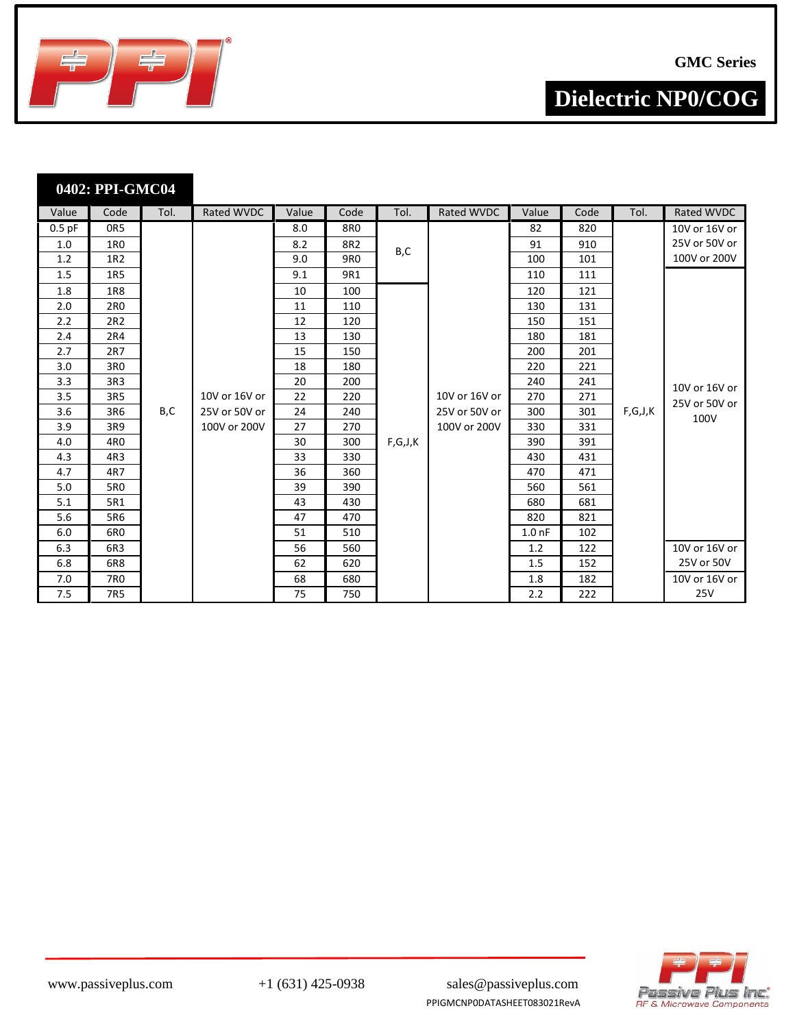GMC Series

# Dielectric NP0/COG

## 0402: PPI-GMC04

| Value | Code | Tol. | Rated WVDC | Value | Code | Tol. | Rated WVDC | Value | Code | Tol. | Rated WVDC |
|---|---|---|---|---|---|---|---|---|---|---|---|
| 0.5 pF | 0R5 | B,C | 10V or 16V or 25V or 50V or 100V or 200V | 8.0 | 8R0 | B,C | 10V or 16V or 25V or 50V or 100V or 200V | 82 | 820 | F,G,J,K | 10V or 16V or 25V or 50V or 100V or 200V |
| 1.0 | 1R0 | | | 8.2 | 8R2 | | | 91 | 910 | | |
| 1.2 | 1R2 | | | 9.0 | 9R0 | | | 100 | 101 | | |
| 1.5 | 1R5 | | | 9.1 | 9R1 | | | 110 | 111 | | 10V or 16V or 25V or 50V or 100V |
| 1.8 | 1R8 | | | 10 | 100 | F,G,J,K | | 120 | 121 | | |
| 2.0 | 2R0 | | | 11 | 110 | | | 130 | 131 | | |
| 2.2 | 2R2 | | | 12 | 120 | | | 150 | 151 | | |
| 2.4 | 2R4 | | | 13 | 130 | | | 180 | 181 | | |
| 2.7 | 2R7 | | | 15 | 150 | | | 200 | 201 | | |
| 3.0 | 3R0 | | | 18 | 180 | | | 220 | 221 | | |
| 3.3 | 3R3 | | | 20 | 200 | | | 240 | 241 | | |
| 3.5 | 3R5 | | | 22 | 220 | | | 270 | 271 | | |
| 3.6 | 3R6 | | | 24 | 240 | | | 300 | 301 | | |
| 3.9 | 3R9 | | | 27 | 270 | | | 330 | 331 | | |
| 4.0 | 4R0 | | | 30 | 300 | | | 390 | 391 | | |
| 4.3 | 4R3 | | | 33 | 330 | | | 430 | 431 | | |
| 4.7 | 4R7 | | | 36 | 360 | | | 470 | 471 | | |
| 5.0 | 5R0 | | | 39 | 390 | | | 560 | 561 | | |
| 5.1 | 5R1 | | | 43 | 430 | | | 680 | 681 | | |
| 5.6 | 5R6 | | | 47 | 470 | | | 820 | 821 | | |
| 6.0 | 6R0 | | | 51 | 510 | | | 1.0 nF | 102 | | |
| 6.3 | 6R3 | | | 56 | 560 | | | 1.2 | 122 | | 10V or 16V or 25V or 50V |
| 6.8 | 6R8 | | | 62 | 620 | | | 1.5 | 152 | | |
| 7.0 | 7R0 | | | 68 | 680 | | | 1.8 | 182 | | 10V or 16V or 25V |
| 7.5 | 7R5 | | | 75 | 750 | | | 2.2 | 222 | | |

www.passiveplus.com  +1 (631) 425-0938  sales@passiveplus.com

PPIGMCNP0DATASHEET083021RevA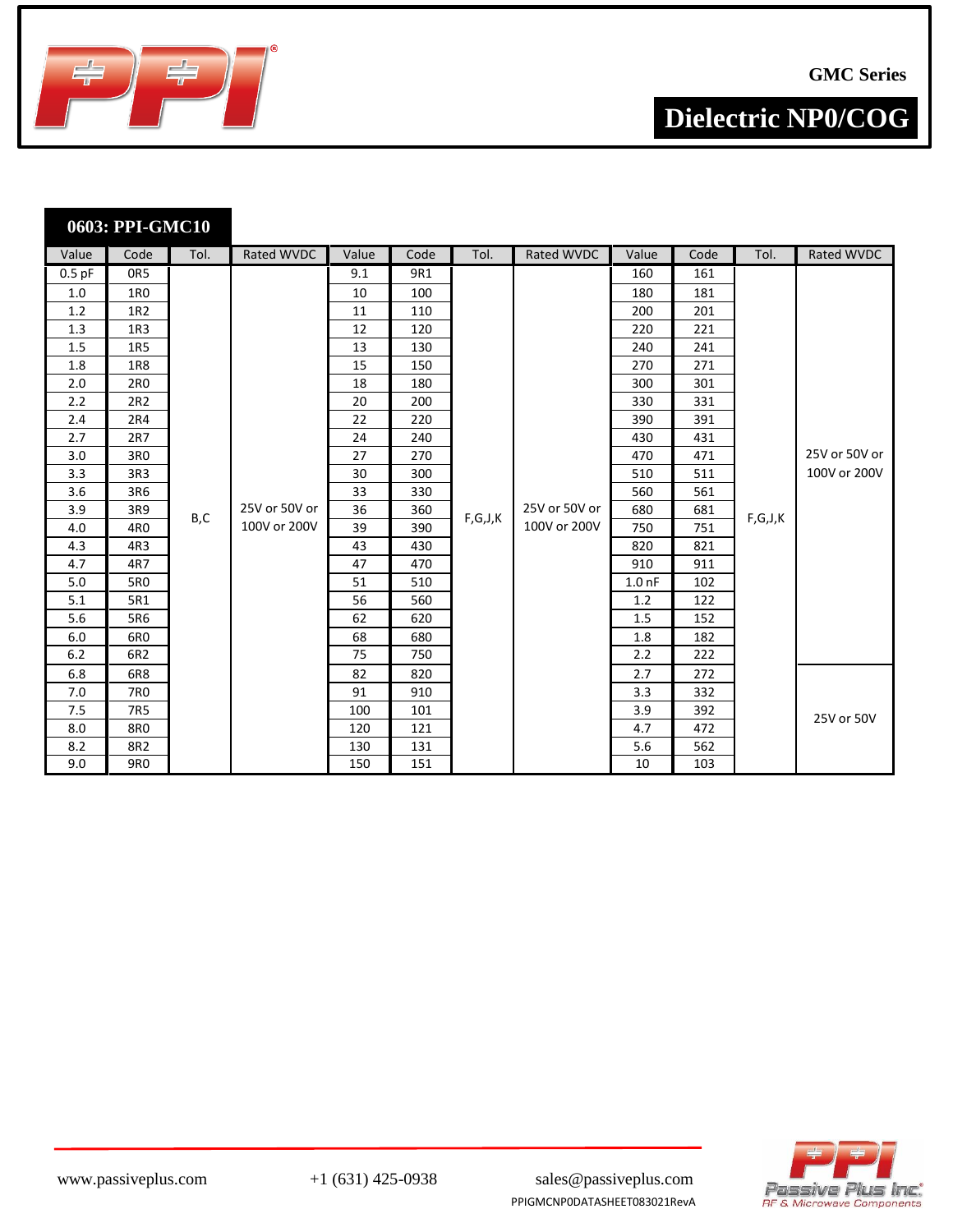GMC Series

# Dielectric NP0/COG

## 0603: PPI-GMC10

| Value | Code | Tol. | Rated WVDC | Value | Code | Tol. | Rated WVDC | Value | Code | Tol. | Rated WVDC |
|---|---|---|---|---|---|---|---|---|---|---|---|
| 0.5 pF | 0R5 | B,C | 25V or 50V or 100V or 200V | 9.1 | 9R1 | F,G,J,K | 25V or 50V or 100V or 200V | 160 | 161 | F,G,J,K | 25V or 50V or 100V or 200V |
| 1.0 | 1R0 | | | 10 | 100 | | | 180 | 181 | | |
| 1.2 | 1R2 | | | 11 | 110 | | | 200 | 201 | | |
| 1.3 | 1R3 | | | 12 | 120 | | | 220 | 221 | | |
| 1.5 | 1R5 | | | 13 | 130 | | | 240 | 241 | | |
| 1.8 | 1R8 | | | 15 | 150 | | | 270 | 271 | | |
| 2.0 | 2R0 | | | 18 | 180 | | | 300 | 301 | | |
| 2.2 | 2R2 | | | 20 | 200 | | | 330 | 331 | | |
| 2.4 | 2R4 | | | 22 | 220 | | | 390 | 391 | | |
| 2.7 | 2R7 | | | 24 | 240 | | | 430 | 431 | | |
| 3.0 | 3R0 | | | 27 | 270 | | | 470 | 471 | | |
| 3.3 | 3R3 | | | 30 | 300 | | | 510 | 511 | | |
| 3.6 | 3R6 | | | 33 | 330 | | | 560 | 561 | | |
| 3.9 | 3R9 | | | 36 | 360 | | | 680 | 681 | | |
| 4.0 | 4R0 | | | 39 | 390 | | | 750 | 751 | | |
| 4.3 | 4R3 | | | 43 | 430 | | | 820 | 821 | | |
| 4.7 | 4R7 | | | 47 | 470 | | | 910 | 911 | | |
| 5.0 | 5R0 | | | 51 | 510 | | | 1.0 nF | 102 | | |
| 5.1 | 5R1 | | | 56 | 560 | | | 1.2 | 122 | | |
| 5.6 | 5R6 | | | 62 | 620 | | | 1.5 | 152 | | |
| 6.0 | 6R0 | | | 68 | 680 | | | 1.8 | 182 | | |
| 6.2 | 6R2 | | | 75 | 750 | | | 2.2 | 222 | | |
| 6.8 | 6R8 | | | 82 | 820 | | | 2.7 | 272 | | 25V or 50V |
| 7.0 | 7R0 | | | 91 | 910 | | | 3.3 | 332 | | |
| 7.5 | 7R5 | | | 100 | 101 | | | 3.9 | 392 | | |
| 8.0 | 8R0 | | | 120 | 121 | | | 4.7 | 472 | | |
| 8.2 | 8R2 | | | 130 | 131 | | | 5.6 | 562 | | |
| 9.0 | 9R0 | | | 150 | 151 | | | 10 | 103 | | |

www.passiveplus.com +1 (631) 425-0938 sales@passiveplus.com

PPIGMCNP0DATASHEET083021RevA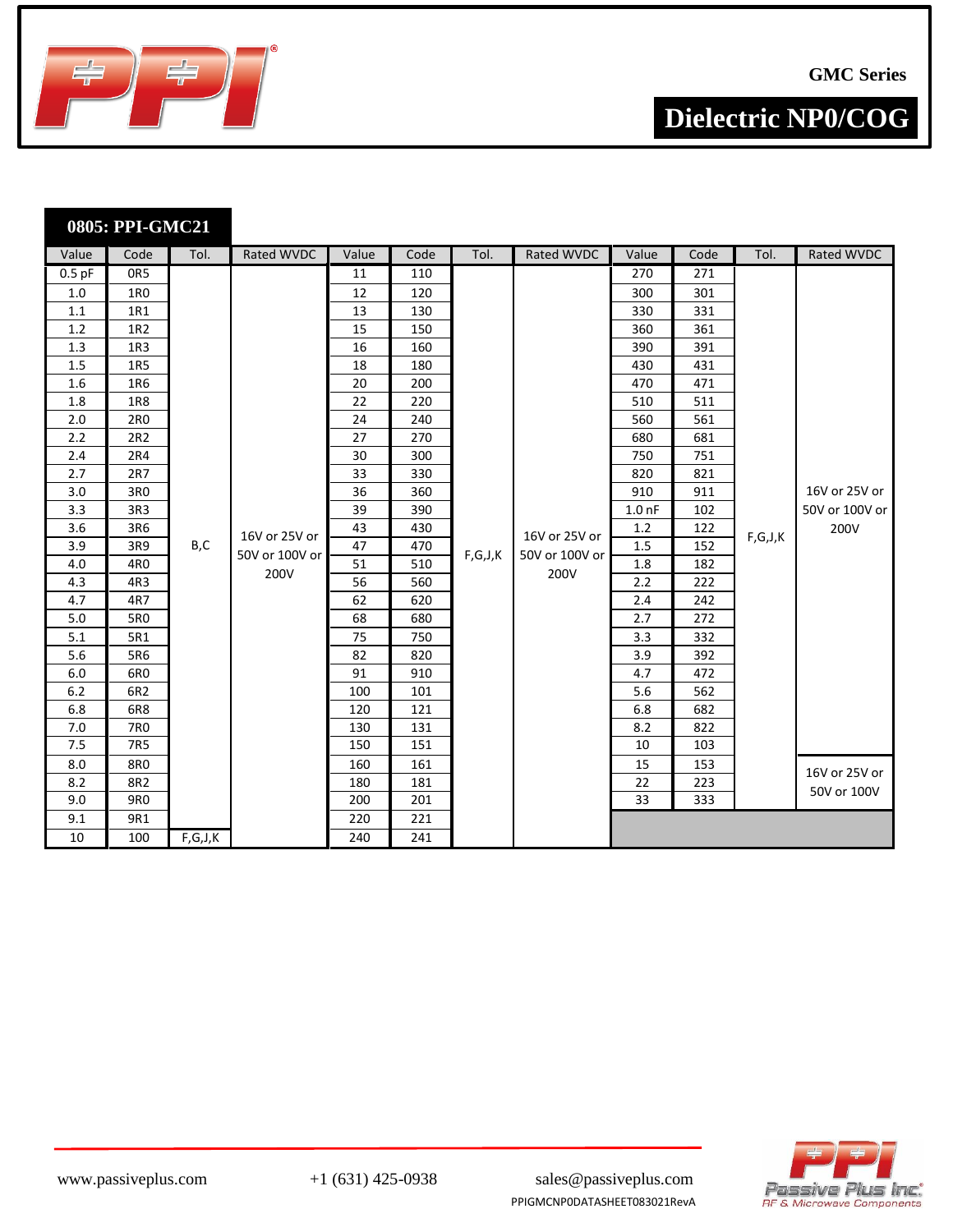GMC Series

# Dielectric NP0/COG

## 0805: PPI-GMC21

| Value | Code | Tol. | Rated WVDC | Value | Code | Tol. | Rated WVDC | Value | Code | Tol. | Rated WVDC |
|---|---|---|---|---|---|---|---|---|---|---|---|
| 0.5 pF | 0R5 | B,C | 16V or 25V or 50V or 100V or 200V | 11 | 110 | F,G,J,K | 16V or 25V or 50V or 100V or 200V | 270 | 271 | F,G,J,K | 16V or 25V or 50V or 100V or 200V |
| 1.0 | 1R0 | | | 12 | 120 | | | 300 | 301 | | |
| 1.1 | 1R1 | | | 13 | 130 | | | 330 | 331 | | |
| 1.2 | 1R2 | | | 15 | 150 | | | 360 | 361 | | |
| 1.3 | 1R3 | | | 16 | 160 | | | 390 | 391 | | |
| 1.5 | 1R5 | | | 18 | 180 | | | 430 | 431 | | |
| 1.6 | 1R6 | | | 20 | 200 | | | 470 | 471 | | |
| 1.8 | 1R8 | | | 22 | 220 | | | 510 | 511 | | |
| 2.0 | 2R0 | | | 24 | 240 | | | 560 | 561 | | |
| 2.2 | 2R2 | | | 27 | 270 | | | 680 | 681 | | |
| 2.4 | 2R4 | | | 30 | 300 | | | 750 | 751 | | |
| 2.7 | 2R7 | | | 33 | 330 | | | 820 | 821 | | |
| 3.0 | 3R0 | | | 36 | 360 | | | 910 | 911 | | |
| 3.3 | 3R3 | | | 39 | 390 | | | 1.0 nF | 102 | | |
| 3.6 | 3R6 | | | 43 | 430 | | | 1.2 | 122 | | |
| 3.9 | 3R9 | | | 47 | 470 | | | 1.5 | 152 | | |
| 4.0 | 4R0 | | | 51 | 510 | | | 1.8 | 182 | | |
| 4.3 | 4R3 | | | 56 | 560 | | | 2.2 | 222 | | |
| 4.7 | 4R7 | | | 62 | 620 | | | 2.4 | 242 | | |
| 5.0 | 5R0 | | | 68 | 680 | | | 2.7 | 272 | | |
| 5.1 | 5R1 | | | 75 | 750 | | | 3.3 | 332 | | |
| 5.6 | 5R6 | | | 82 | 820 | | | 3.9 | 392 | | |
| 6.0 | 6R0 | | | 91 | 910 | | | 4.7 | 472 | | |
| 6.2 | 6R2 | | | 100 | 101 | | | 5.6 | 562 | | |
| 6.8 | 6R8 | | | 120 | 121 | | | 6.8 | 682 | | |
| 7.0 | 7R0 | | | 130 | 131 | | | 8.2 | 822 | | |
| 7.5 | 7R5 | | | 150 | 151 | | | 10 | 103 | | |
| 8.0 | 8R0 | | | 160 | 161 | | | 15 | 153 | | 16V or 25V or 50V or 100V |
| 8.2 | 8R2 | | | 180 | 181 | | | 22 | 223 | | |
| 9.0 | 9R0 | | | 200 | 201 | | | 33 | 333 | | |
| 9.1 | 9R1 | | | 220 | 221 | | | | | | |
| 10 | 100 | F,G,J,K | | 240 | 241 | | | | | | |

www.passiveplus.com +1 (631) 425-0938 sales@passiveplus.com

PPIGMCNP0DATASHEET083021RevA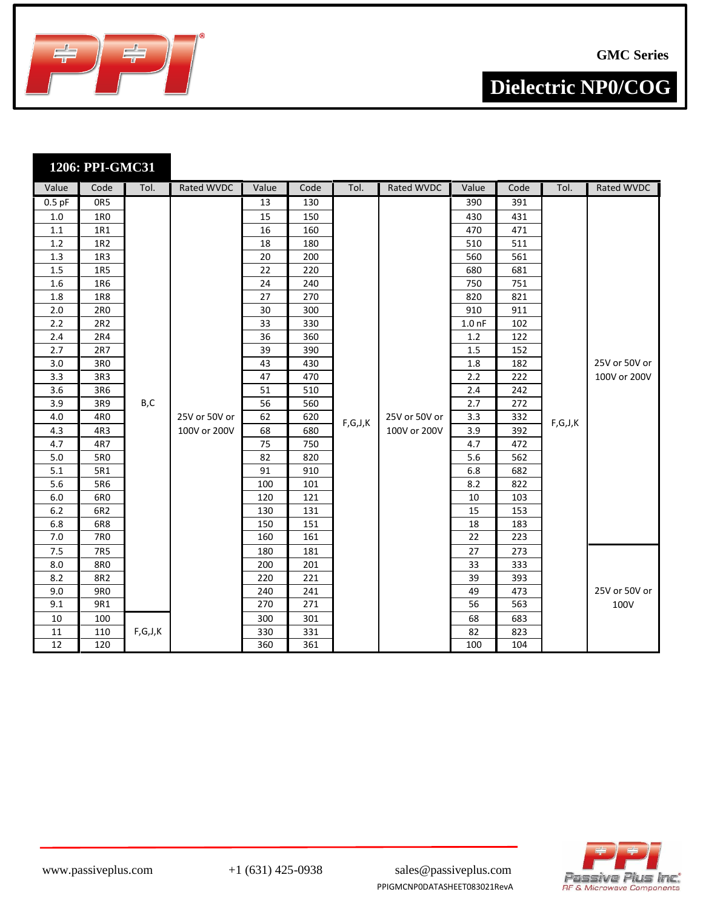GMC Series

# Dielectric NP0/COG

## 1206: PPI-GMC31

| Value | Code | Tol. | Rated WVDC | Value | Code | Tol. | Rated WVDC | Value | Code | Tol. | Rated WVDC |
|---|---|---|---|---|---|---|---|---|---|---|---|
| 0.5 pF | 0R5 | B,C | 25V or 50V or 100V or 200V | 13 | 130 | F,G,J,K | 25V or 50V or 100V or 200V | 390 | 391 | F,G,J,K | 25V or 50V or 100V or 200V |
| 1.0 | 1R0 | | | 15 | 150 | | | 430 | 431 | | |
| 1.1 | 1R1 | | | 16 | 160 | | | 470 | 471 | | |
| 1.2 | 1R2 | | | 18 | 180 | | | 510 | 511 | | |
| 1.3 | 1R3 | | | 20 | 200 | | | 560 | 561 | | |
| 1.5 | 1R5 | | | 22 | 220 | | | 680 | 681 | | |
| 1.6 | 1R6 | | | 24 | 240 | | | 750 | 751 | | |
| 1.8 | 1R8 | | | 27 | 270 | | | 820 | 821 | | |
| 2.0 | 2R0 | | | 30 | 300 | | | 910 | 911 | | |
| 2.2 | 2R2 | | | 33 | 330 | | | 1.0 nF | 102 | | |
| 2.4 | 2R4 | | | 36 | 360 | | | 1.2 | 122 | | |
| 2.7 | 2R7 | | | 39 | 390 | | | 1.5 | 152 | | |
| 3.0 | 3R0 | | | 43 | 430 | | | 1.8 | 182 | | |
| 3.3 | 3R3 | | | 47 | 470 | | | 2.2 | 222 | | |
| 3.6 | 3R6 | | | 51 | 510 | | | 2.4 | 242 | | |
| 3.9 | 3R9 | | | 56 | 560 | | | 2.7 | 272 | | |
| 4.0 | 4R0 | | | 62 | 620 | | | 3.3 | 332 | | |
| 4.3 | 4R3 | | | 68 | 680 | | | 3.9 | 392 | | |
| 4.7 | 4R7 | | | 75 | 750 | | | 4.7 | 472 | | |
| 5.0 | 5R0 | | | 82 | 820 | | | 5.6 | 562 | | |
| 5.1 | 5R1 | | | 91 | 910 | | | 6.8 | 682 | | |
| 5.6 | 5R6 | | | 100 | 101 | | | 8.2 | 822 | | |
| 6.0 | 6R0 | | | 120 | 121 | | | 10 | 103 | | |
| 6.2 | 6R2 | | | 130 | 131 | | | 15 | 153 | | |
| 6.8 | 6R8 | | | 150 | 151 | | | 18 | 183 | | |
| 7.0 | 7R0 | | | 160 | 161 | | | 22 | 223 | | |
| 7.5 | 7R5 | | | 180 | 181 | | | 27 | 273 | | 25V or 50V or 100V |
| 8.0 | 8R0 | | | 200 | 201 | | | 33 | 333 | | |
| 8.2 | 8R2 | | | 220 | 221 | | | 39 | 393 | | |
| 9.0 | 9R0 | | | 240 | 241 | | | 49 | 473 | | |
| 9.1 | 9R1 | | | 270 | 271 | | | 56 | 563 | | |
| 10 | 100 | F,G,J,K | | 300 | 301 | | | 68 | 683 | | |
| 11 | 110 | | | 330 | 331 | | | 82 | 823 | | |
| 12 | 120 | | | 360 | 361 | | | 100 | 104 | | |

www.passiveplus.com | +1 (631) 425-0938 | sales@passiveplus.com

PPIGMCNP0DATASHEET083021RevA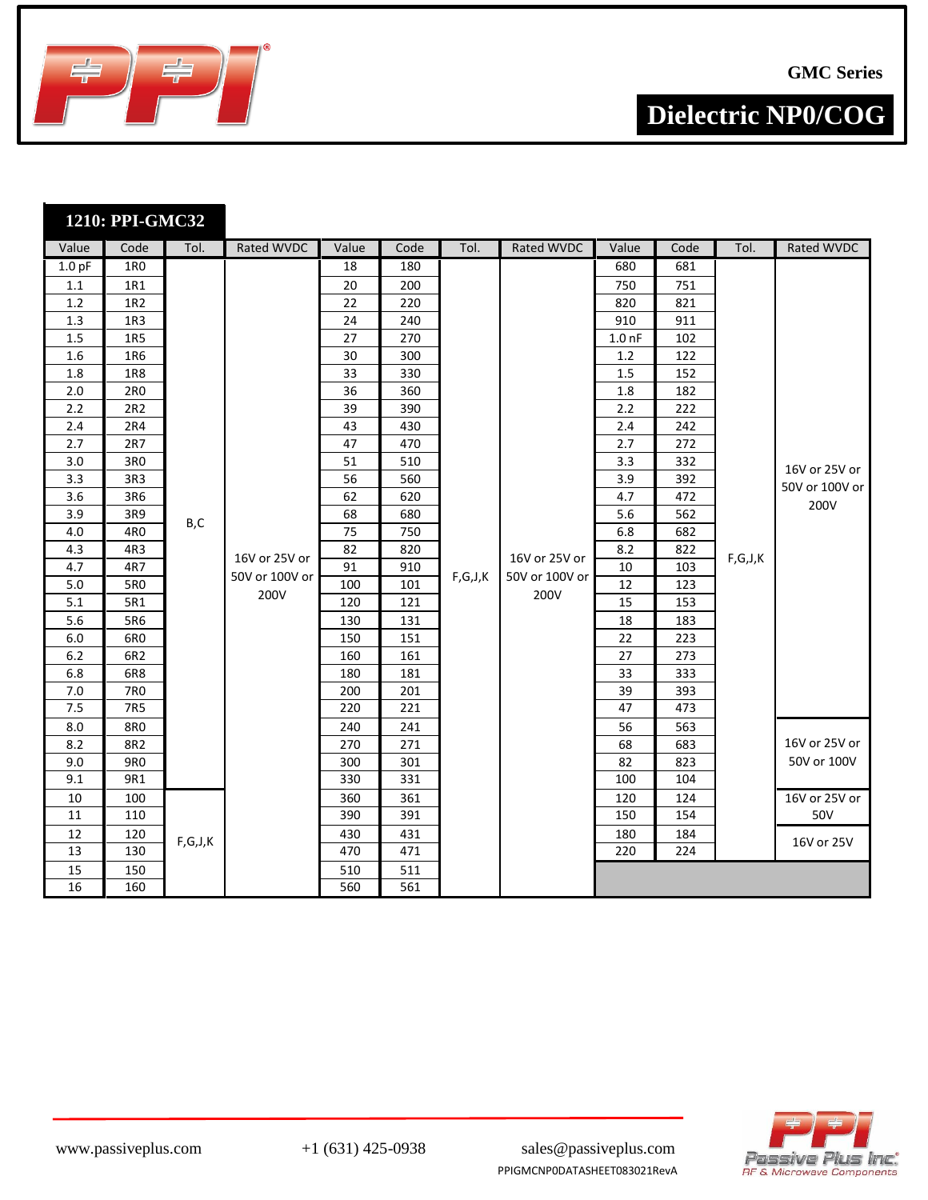GMC Series

# Dielectric NP0/COG

## 1210: PPI-GMC32

| Value | Code | Tol. | Rated WVDC | Value | Code | Tol. | Rated WVDC | Value | Code | Tol. | Rated WVDC |
|---|---|---|---|---|---|---|---|---|---|---|---|
| 1.0 pF | 1R0 | B,C | 16V or 25V or 50V or 100V or 200V | 18 | 180 | F,G,J,K | 16V or 25V or 50V or 100V or 200V | 680 | 681 | F,G,J,K | 16V or 25V or 50V or 100V or 200V |
| 1.1 | 1R1 | | | 20 | 200 | | | 750 | 751 | | |
| 1.2 | 1R2 | | | 22 | 220 | | | 820 | 821 | | |
| 1.3 | 1R3 | | | 24 | 240 | | | 910 | 911 | | |
| 1.5 | 1R5 | | | 27 | 270 | | | 1.0 nF | 102 | | |
| 1.6 | 1R6 | | | 30 | 300 | | | 1.2 | 122 | | |
| 1.8 | 1R8 | | | 33 | 330 | | | 1.5 | 152 | | |
| 2.0 | 2R0 | | | 36 | 360 | | | 1.8 | 182 | | |
| 2.2 | 2R2 | | | 39 | 390 | | | 2.2 | 222 | | |
| 2.4 | 2R4 | | | 43 | 430 | | | 2.4 | 242 | | |
| 2.7 | 2R7 | | | 47 | 470 | | | 2.7 | 272 | | |
| 3.0 | 3R0 | | | 51 | 510 | | | 3.3 | 332 | | |
| 3.3 | 3R3 | | | 56 | 560 | | | 3.9 | 392 | | |
| 3.6 | 3R6 | | | 62 | 620 | | | 4.7 | 472 | | |
| 3.9 | 3R9 | | | 68 | 680 | | | 5.6 | 562 | | |
| 4.0 | 4R0 | | | 75 | 750 | | | 6.8 | 682 | | |
| 4.3 | 4R3 | | | 82 | 820 | | | 8.2 | 822 | | |
| 4.7 | 4R7 | | | 91 | 910 | | | 10 | 103 | | |
| 5.0 | 5R0 | | | 100 | 101 | | | 12 | 123 | | |
| 5.1 | 5R1 | | | 120 | 121 | | | 15 | 153 | | |
| 5.6 | 5R6 | | | 130 | 131 | | | 18 | 183 | | |
| 6.0 | 6R0 | | | 150 | 151 | | | 22 | 223 | | |
| 6.2 | 6R2 | | | 160 | 161 | | | 27 | 273 | | |
| 6.8 | 6R8 | | | 180 | 181 | | | 33 | 333 | | |
| 7.0 | 7R0 | | | 200 | 201 | | | 39 | 393 | | |
| 7.5 | 7R5 | | | 220 | 221 | | | 47 | 473 | | |
| 8.0 | 8R0 | | | 240 | 241 | | | 56 | 563 | | 16V or 25V or 50V or 100V |
| 8.2 | 8R2 | | | 270 | 271 | | | 68 | 683 | | |
| 9.0 | 9R0 | | | 300 | 301 | | | 82 | 823 | | |
| 9.1 | 9R1 | | | 330 | 331 | | | 100 | 104 | | |
| 10 | 100 | F,G,J,K | | 360 | 361 | | | 120 | 124 | | 16V or 25V or 50V |
| 11 | 110 | | | 390 | 391 | | | 150 | 154 | | |
| 12 | 120 | | | 430 | 431 | | | 180 | 184 | | 16V or 25V |
| 13 | 130 | | | 470 | 471 | | | 220 | 224 | | |
| 15 | 150 | | | 510 | 511 | | | | | | |
| 16 | 160 | | | 560 | 561 | | | | | | |

www.passiveplus.com &nbsp;&nbsp;&nbsp; +1 (631) 425-0938 &nbsp;&nbsp;&nbsp; sales@passiveplus.com

PPIGMCNP0DATASHEET083021RevA

Passive Plus Inc. RF & Microwave Components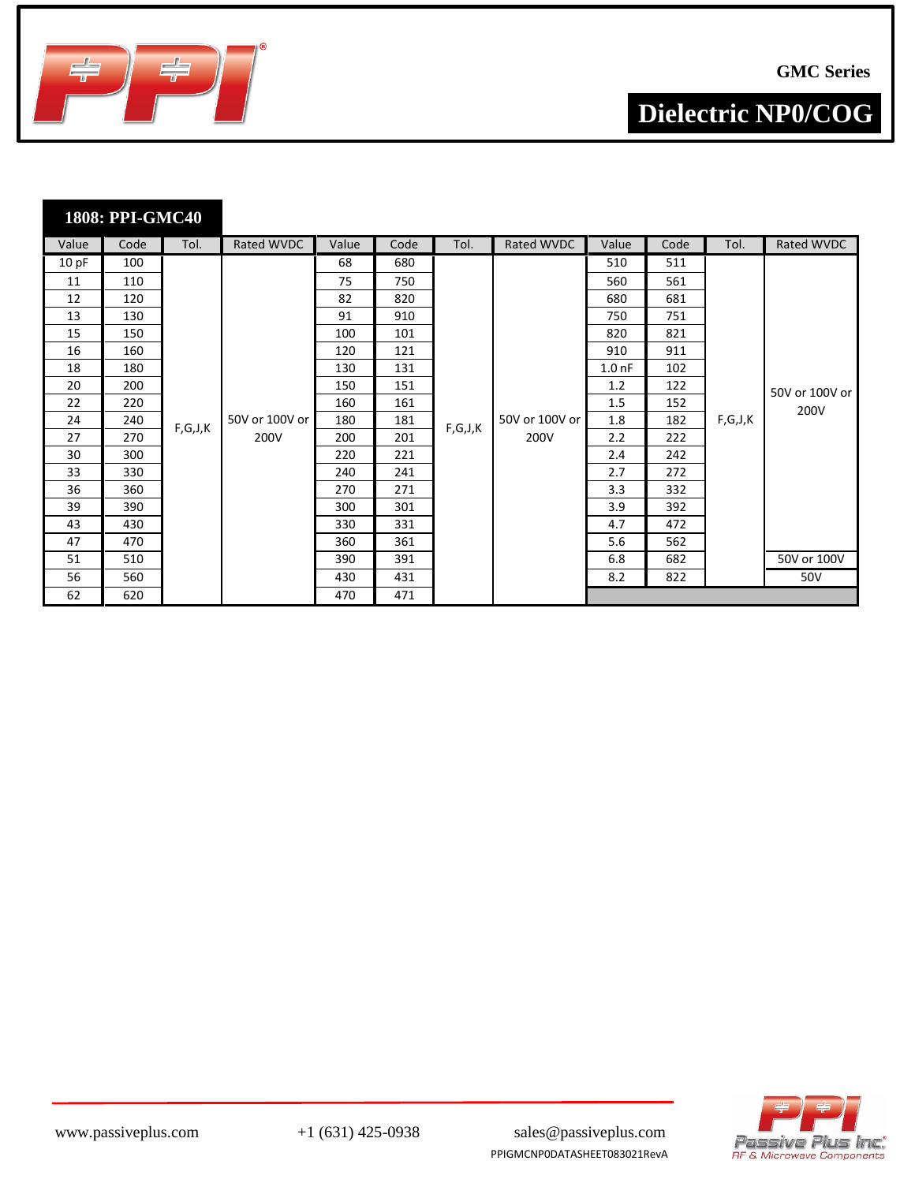GMC Series

## Dielectric NP0/COG

### 1808: PPI-GMC40

| Value | Code | Tol. | Rated WVDC | Value | Code | Tol. | Rated WVDC | Value | Code | Tol. | Rated WVDC |
|---|---|---|---|---|---|---|---|---|---|---|---|
| 10 pF | 100 | F,G,J,K | 50V or 100V or 200V | 68 | 680 | F,G,J,K | 50V or 100V or 200V | 510 | 511 | F,G,J,K | 50V or 100V or 200V |
| 11 | 110 | | | 75 | 750 | | | 560 | 561 | | |
| 12 | 120 | | | 82 | 820 | | | 680 | 681 | | |
| 13 | 130 | | | 91 | 910 | | | 750 | 751 | | |
| 15 | 150 | | | 100 | 101 | | | 820 | 821 | | |
| 16 | 160 | | | 120 | 121 | | | 910 | 911 | | |
| 18 | 180 | | | 130 | 131 | | | 1.0 nF | 102 | | |
| 20 | 200 | | | 150 | 151 | | | 1.2 | 122 | | |
| 22 | 220 | | | 160 | 161 | | | 1.5 | 152 | | |
| 24 | 240 | | | 180 | 181 | | | 1.8 | 182 | | |
| 27 | 270 | | | 200 | 201 | | | 2.2 | 222 | | |
| 30 | 300 | | | 220 | 221 | | | 2.4 | 242 | | |
| 33 | 330 | | | 240 | 241 | | | 2.7 | 272 | | |
| 36 | 360 | | | 270 | 271 | | | 3.3 | 332 | | |
| 39 | 390 | | | 300 | 301 | | | 3.9 | 392 | | |
| 43 | 430 | | | 330 | 331 | | | 4.7 | 472 | | |
| 47 | 470 | | | 360 | 361 | | | 5.6 | 562 | | |
| 51 | 510 | | | 390 | 391 | | | 6.8 | 682 | | 50V or 100V |
| 56 | 560 | | | 430 | 431 | | | 8.2 | 822 | | 50V |
| 62 | 620 | | | 470 | 471 | | | | | | |

www.passiveplus.com +1 (631) 425-0938 sales@passiveplus.com

PPIGMCNP0DATASHEET083021RevA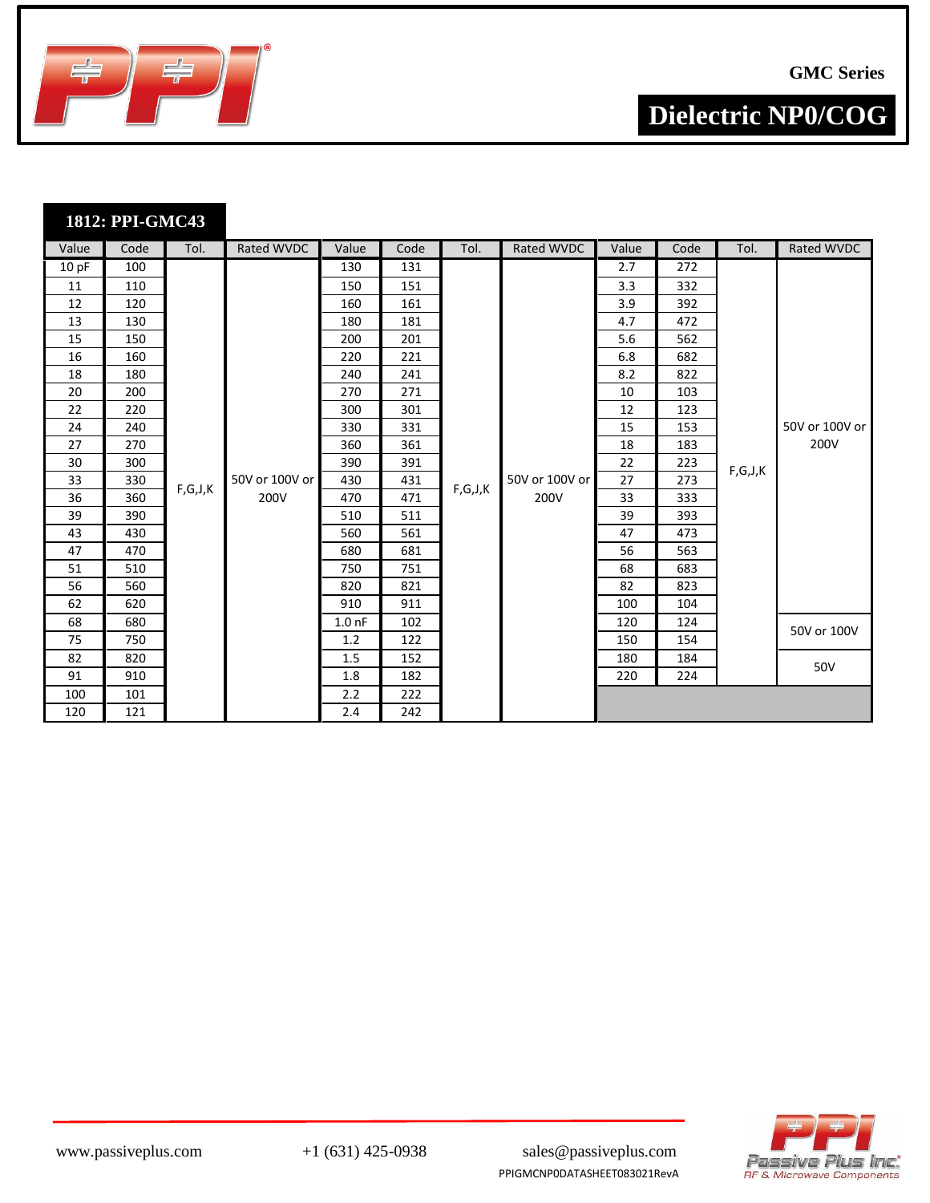GMC Series

# Dielectric NP0/COG

## 1812: PPI-GMC43

| Value | Code | Tol. | Rated WVDC | Value | Code | Tol. | Rated WVDC | Value | Code | Tol. | Rated WVDC |
|---|---|---|---|---|---|---|---|---|---|---|---|
| 10 pF | 100 | F,G,J,K | 50V or 100V or 200V | 130 | 131 | F,G,J,K | 50V or 100V or 200V | 2.7 | 272 | F,G,J,K | 50V or 100V or 200V |
| 11 | 110 | | | 150 | 151 | | | 3.3 | 332 | | |
| 12 | 120 | | | 160 | 161 | | | 3.9 | 392 | | |
| 13 | 130 | | | 180 | 181 | | | 4.7 | 472 | | |
| 15 | 150 | | | 200 | 201 | | | 5.6 | 562 | | |
| 16 | 160 | | | 220 | 221 | | | 6.8 | 682 | | |
| 18 | 180 | | | 240 | 241 | | | 8.2 | 822 | | |
| 20 | 200 | | | 270 | 271 | | | 10 | 103 | | |
| 22 | 220 | | | 300 | 301 | | | 12 | 123 | | |
| 24 | 240 | | | 330 | 331 | | | 15 | 153 | | |
| 27 | 270 | | | 360 | 361 | | | 18 | 183 | | |
| 30 | 300 | | | 390 | 391 | | | 22 | 223 | | |
| 33 | 330 | | | 430 | 431 | | | 27 | 273 | | |
| 36 | 360 | | | 470 | 471 | | | 33 | 333 | | |
| 39 | 390 | | | 510 | 511 | | | 39 | 393 | | |
| 43 | 430 | | | 560 | 561 | | | 47 | 473 | | |
| 47 | 470 | | | 680 | 681 | | | 56 | 563 | | |
| 51 | 510 | | | 750 | 751 | | | 68 | 683 | | |
| 56 | 560 | | | 820 | 821 | | | 82 | 823 | | |
| 62 | 620 | | | 910 | 911 | | | 100 | 104 | | |
| 68 | 680 | | | 1.0 nF | 102 | | | 120 | 124 | | 50V or 100V |
| 75 | 750 | | | 1.2 | 122 | | | 150 | 154 | | |
| 82 | 820 | | | 1.5 | 152 | | | 180 | 184 | | 50V |
| 91 | 910 | | | 1.8 | 182 | | | 220 | 224 | | |
| 100 | 101 | | | 2.2 | 222 | | | | | | |
| 120 | 121 | | | 2.4 | 242 | | | | | | |

www.passiveplus.com    +1 (631) 425-0938    sales@passiveplus.com

PPIGMCNP0DATASHEET083021RevA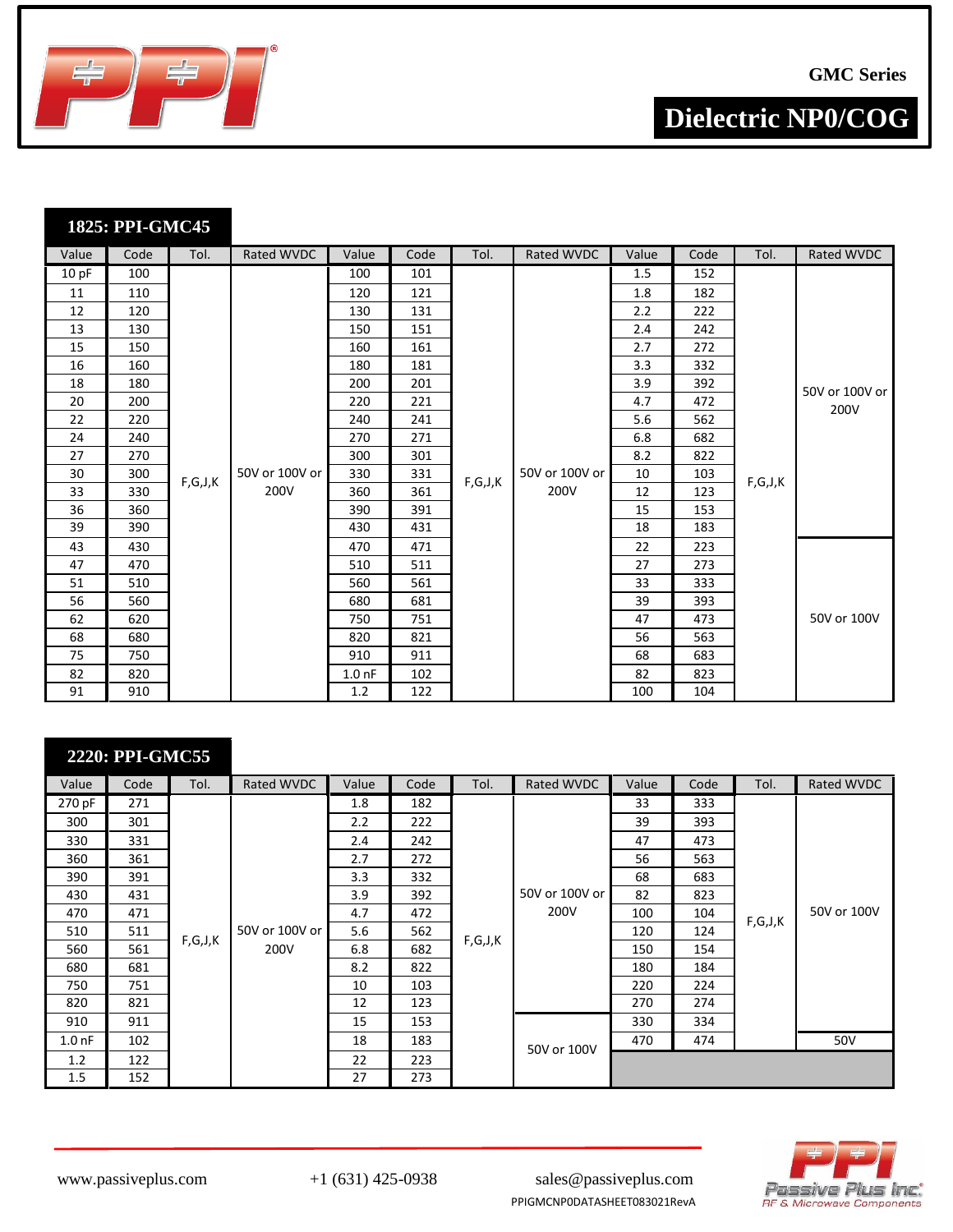GMC Series

# Dielectric NP0/COG

## 1825: PPI-GMC45

| Value | Code | Tol. | Rated WVDC | Value | Code | Tol. | Rated WVDC | Value | Code | Tol. | Rated WVDC |
|---|---|---|---|---|---|---|---|---|---|---|---|
| 10 pF | 100 | F,G,J,K | 50V or 100V or 200V | 100 | 101 | F,G,J,K | 50V or 100V or 200V | 1.5 | 152 | F,G,J,K | 50V or 100V or 200V |
| 11 | 110 | | | 120 | 121 | | | 1.8 | 182 | | |
| 12 | 120 | | | 130 | 131 | | | 2.2 | 222 | | |
| 13 | 130 | | | 150 | 151 | | | 2.4 | 242 | | |
| 15 | 150 | | | 160 | 161 | | | 2.7 | 272 | | |
| 16 | 160 | | | 180 | 181 | | | 3.3 | 332 | | |
| 18 | 180 | | | 200 | 201 | | | 3.9 | 392 | | |
| 20 | 200 | | | 220 | 221 | | | 4.7 | 472 | | |
| 22 | 220 | | | 240 | 241 | | | 5.6 | 562 | | |
| 24 | 240 | | | 270 | 271 | | | 6.8 | 682 | | |
| 27 | 270 | | | 300 | 301 | | | 8.2 | 822 | | |
| 30 | 300 | | | 330 | 331 | | | 10 | 103 | | |
| 33 | 330 | | | 360 | 361 | | | 12 | 123 | | |
| 36 | 360 | | | 390 | 391 | | | 15 | 153 | | |
| 39 | 390 | | | 430 | 431 | | | 18 | 183 | | |
| 43 | 430 | | | 470 | 471 | | | 22 | 223 | | 50V or 100V |
| 47 | 470 | | | 510 | 511 | | | 27 | 273 | | |
| 51 | 510 | | | 560 | 561 | | | 33 | 333 | | |
| 56 | 560 | | | 680 | 681 | | | 39 | 393 | | |
| 62 | 620 | | | 750 | 751 | | | 47 | 473 | | |
| 68 | 680 | | | 820 | 821 | | | 56 | 563 | | |
| 75 | 750 | | | 910 | 911 | | | 68 | 683 | | |
| 82 | 820 | | | 1.0 nF | 102 | | | 82 | 823 | | |
| 91 | 910 | | | 1.2 | 122 | | | 100 | 104 | | |

## 2220: PPI-GMC55

| Value | Code | Tol. | Rated WVDC | Value | Code | Tol. | Rated WVDC | Value | Code | Tol. | Rated WVDC |
|---|---|---|---|---|---|---|---|---|---|---|---|
| 270 pF | 271 | F,G,J,K | 50V or 100V or 200V | 1.8 | 182 | F,G,J,K | 50V or 100V or 200V | 33 | 333 | F,G,J,K | 50V or 100V |
| 300 | 301 | | | 2.2 | 222 | | | 39 | 393 | | |
| 330 | 331 | | | 2.4 | 242 | | | 47 | 473 | | |
| 360 | 361 | | | 2.7 | 272 | | | 56 | 563 | | |
| 390 | 391 | | | 3.3 | 332 | | | 68 | 683 | | |
| 430 | 431 | | | 3.9 | 392 | | | 82 | 823 | | |
| 470 | 471 | | | 4.7 | 472 | | | 100 | 104 | | |
| 510 | 511 | | | 5.6 | 562 | | | 120 | 124 | | |
| 560 | 561 | | | 6.8 | 682 | | | 150 | 154 | | |
| 680 | 681 | | | 8.2 | 822 | | | 180 | 184 | | |
| 750 | 751 | | | 10 | 103 | | | 220 | 224 | | |
| 820 | 821 | | | 12 | 123 | | | 270 | 274 | | |
| 910 | 911 | | | 15 | 153 | | 50V or 100V | 330 | 334 | | |
| 1.0 nF | 102 | | | 18 | 183 | | | 470 | 474 | | 50V |
| 1.2 | 122 | | | 22 | 223 | | | | | | |
| 1.5 | 152 | | | 27 | 273 | | | | | | |

www.passiveplus.com +1 (631) 425-0938 sales@passiveplus.com

PPIGMCNP0DATASHEET083021RevA

Passive Plus Inc. RF & Microwave Components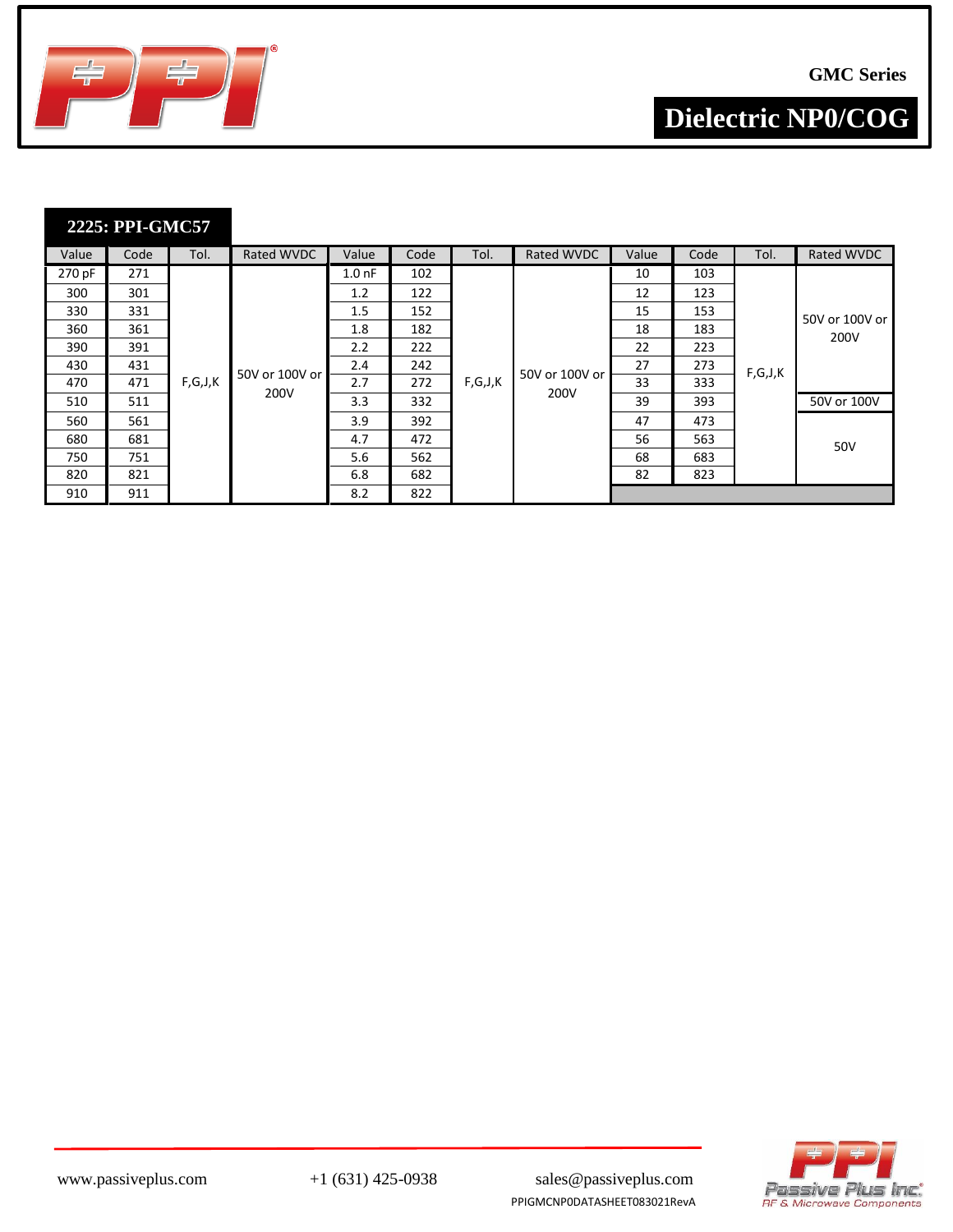GMC Series

# Dielectric NP0/COG

## 2225: PPI-GMC57

| Value | Code | Tol. | Rated WVDC | Value | Code | Tol. | Rated WVDC | Value | Code | Tol. | Rated WVDC |
|---|---|---|---|---|---|---|---|---|---|---|---|
| 270 pF | 271 | F,G,J,K | 50V or 100V or 200V | 1.0 nF | 102 | F,G,J,K | 50V or 100V or 200V | 10 | 103 | F,G,J,K | 50V or 100V or 200V |
| 300 | 301 | | | 1.2 | 122 | | | 12 | 123 | | |
| 330 | 331 | | | 1.5 | 152 | | | 15 | 153 | | |
| 360 | 361 | | | 1.8 | 182 | | | 18 | 183 | | |
| 390 | 391 | | | 2.2 | 222 | | | 22 | 223 | | |
| 430 | 431 | | | 2.4 | 242 | | | 27 | 273 | | |
| 470 | 471 | | | 2.7 | 272 | | | 33 | 333 | | |
| 510 | 511 | | | 3.3 | 332 | | | 39 | 393 | | 50V or 100V |
| 560 | 561 | | | 3.9 | 392 | | | 47 | 473 | | 50V |
| 680 | 681 | | | 4.7 | 472 | | | 56 | 563 | | |
| 750 | 751 | | | 5.6 | 562 | | | 68 | 683 | | |
| 820 | 821 | | | 6.8 | 682 | | | 82 | 823 | | |
| 910 | 911 | | | 8.2 | 822 | | | | | | |

www.passiveplus.com +1 (631) 425-0938 sales@passiveplus.com

PPIGMCNP0DATASHEET083021RevA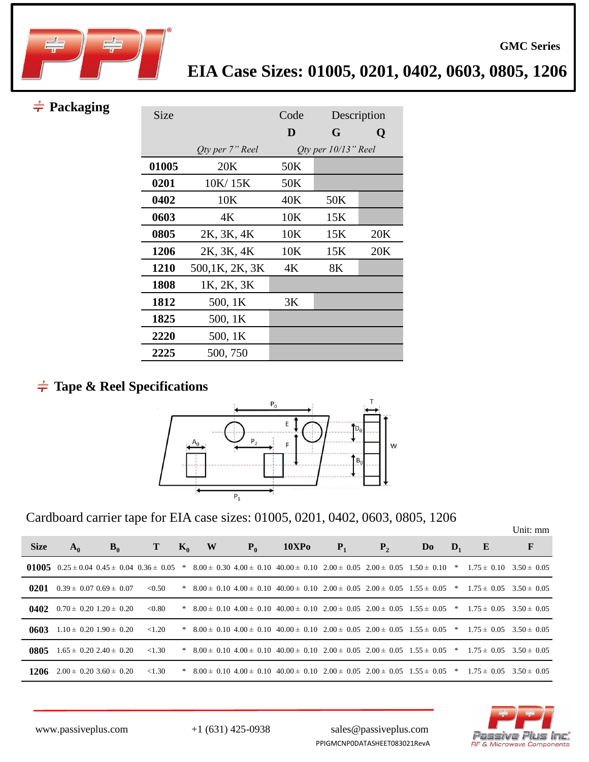GMC Series

# EIA Case Sizes: 01005, 0201, 0402, 0603, 0805, 1206

## Packaging

| Size |  | Code D | Description G | Q |
|---|---|---|---|---|
|  | *Qty per 7" Reel* | *Qty per 10/13" Reel* |  |  |
| **01005** | 20K | 50K |  |  |
| **0201** | 10K/ 15K | 50K |  |  |
| **0402** | 10K | 40K | 50K |  |
| **0603** | 4K | 10K | 15K |  |
| **0805** | 2K, 3K, 4K | 10K | 15K | 20K |
| **1206** | 2K, 3K, 4K | 10K | 15K | 20K |
| **1210** | 500,1K, 2K, 3K | 4K | 8K |  |
| **1808** | 1K, 2K, 3K |  |  |  |
| **1812** | 500, 1K | 3K |  |  |
| **1825** | 500, 1K |  |  |  |
| **2220** | 500, 1K |  |  |  |
| **2225** | 500, 750 |  |  |  |

## Tape & Reel Specifications

Cardboard carrier tape for EIA case sizes: 01005, 0201, 0402, 0603, 0805, 1206

Unit: mm

| Size | $A_0$ | $B_0$ | T | $K_0$ | W | $P_0$ | 10XPo | $P_1$ | $P_2$ | Do | $D_1$ | E | F |
|---|---|---|---|---|---|---|---|---|---|---|---|---|---|
| **01005** | 0.25 ± 0.04 | 0.45 ± 0.04 | 0.36 ± 0.05 | * | 8.00 ± 0.30 | 4.00 ± 0.10 | 40.00 ± 0.10 | 2.00 ± 0.05 | 2.00 ± 0.05 | 1.50 ± 0.10 | * | 1.75 ± 0.10 | 3.50 ± 0.05 |
| **0201** | 0.39 ± 0.07 | 0.69 ± 0.07 | <0.50 | * | 8.00 ± 0.10 | 4.00 ± 0.10 | 40.00 ± 0.10 | 2.00 ± 0.05 | 2.00 ± 0.05 | 1.55 ± 0.05 | * | 1.75 ± 0.05 | 3.50 ± 0.05 |
| **0402** | 0.70 ± 0.20 | 1.20 ± 0.20 | <0.80 | * | 8.00 ± 0.10 | 4.00 ± 0.10 | 40.00 ± 0.10 | 2.00 ± 0.05 | 2.00 ± 0.05 | 1.55 ± 0.05 | * | 1.75 ± 0.05 | 3.50 ± 0.05 |
| **0603** | 1.10 ± 0.20 | 1.90 ± 0.20 | <1.20 | * | 8.00 ± 0.10 | 4.00 ± 0.10 | 40.00 ± 0.10 | 2.00 ± 0.05 | 2.00 ± 0.05 | 1.55 ± 0.05 | * | 1.75 ± 0.05 | 3.50 ± 0.05 |
| **0805** | 1.65 ± 0.20 | 2.40 ± 0.20 | <1.30 | * | 8.00 ± 0.10 | 4.00 ± 0.10 | 40.00 ± 0.10 | 2.00 ± 0.05 | 2.00 ± 0.05 | 1.55 ± 0.05 | * | 1.75 ± 0.05 | 3.50 ± 0.05 |
| **1206** | 2.00 ± 0.20 | 3.60 ± 0.20 | <1.30 | * | 8.00 ± 0.10 | 4.00 ± 0.10 | 40.00 ± 0.10 | 2.00 ± 0.05 | 2.00 ± 0.05 | 1.55 ± 0.05 | * | 1.75 ± 0.05 | 3.50 ± 0.05 |

www.passiveplus.com +1 (631) 425-0938 sales@passiveplus.com

PPIGMCNP0DATASHEET083021RevA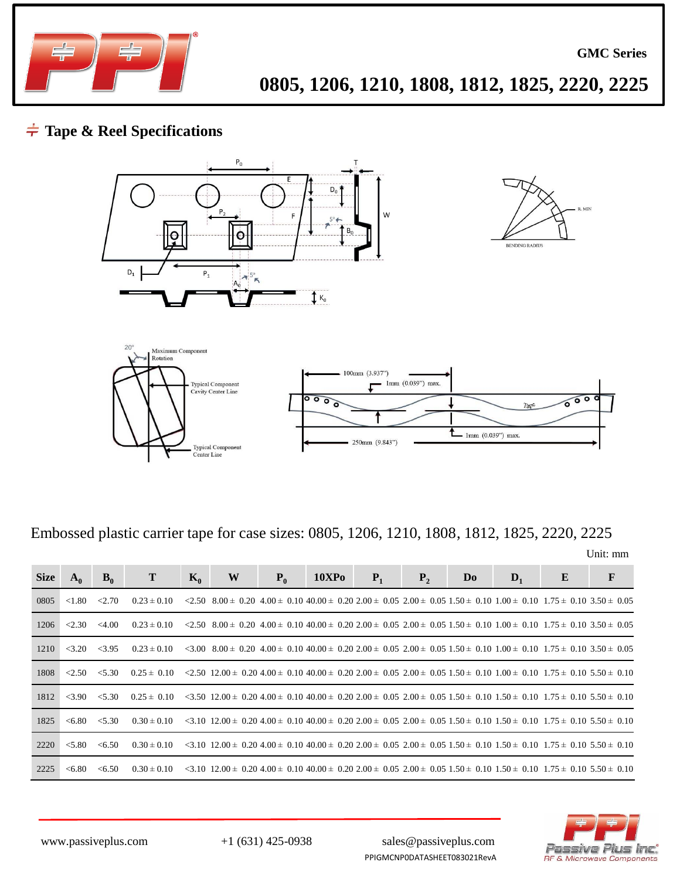GMC Series

# 0805, 1206, 1210, 1808, 1812, 1825, 2220, 2225

## Tape & Reel Specifications

Embossed plastic carrier tape for case sizes: 0805, 1206, 1210, 1808, 1812, 1825, 2220, 2225

Unit: mm

| Size | $A_0$ | $B_0$ | T | $K_0$ | W | $P_0$ | 10XPo | $P_1$ | $P_2$ | Do | $D_1$ | E | F |
|---|---|---|---|---|---|---|---|---|---|---|---|---|---|
| 0805 | <1.80 | <2.70 | 0.23 ± 0.10 | <2.50 | 8.00 ± 0.20 | 4.00 ± 0.10 | 40.00 ± 0.20 | 2.00 ± 0.05 | 2.00 ± 0.05 | 1.50 ± 0.10 | 1.00 ± 0.10 | 1.75 ± 0.10 | 3.50 ± 0.05 |
| 1206 | <2.30 | <4.00 | 0.23 ± 0.10 | <2.50 | 8.00 ± 0.20 | 4.00 ± 0.10 | 40.00 ± 0.20 | 2.00 ± 0.05 | 2.00 ± 0.05 | 1.50 ± 0.10 | 1.00 ± 0.10 | 1.75 ± 0.10 | 3.50 ± 0.05 |
| 1210 | <3.20 | <3.95 | 0.23 ± 0.10 | <3.00 | 8.00 ± 0.20 | 4.00 ± 0.10 | 40.00 ± 0.20 | 2.00 ± 0.05 | 2.00 ± 0.05 | 1.50 ± 0.10 | 1.00 ± 0.10 | 1.75 ± 0.10 | 3.50 ± 0.05 |
| 1808 | <2.50 | <5.30 | 0.25 ± 0.10 | <2.50 | 12.00 ± 0.20 | 4.00 ± 0.10 | 40.00 ± 0.20 | 2.00 ± 0.05 | 2.00 ± 0.05 | 1.50 ± 0.10 | 1.00 ± 0.10 | 1.75 ± 0.10 | 5.50 ± 0.10 |
| 1812 | <3.90 | <5.30 | 0.25 ± 0.10 | <3.50 | 12.00 ± 0.20 | 4.00 ± 0.10 | 40.00 ± 0.20 | 2.00 ± 0.05 | 2.00 ± 0.05 | 1.50 ± 0.10 | 1.50 ± 0.10 | 1.75 ± 0.10 | 5.50 ± 0.10 |
| 1825 | <6.80 | <5.30 | 0.30 ± 0.10 | <3.10 | 12.00 ± 0.20 | 4.00 ± 0.10 | 40.00 ± 0.20 | 2.00 ± 0.05 | 2.00 ± 0.05 | 1.50 ± 0.10 | 1.50 ± 0.10 | 1.75 ± 0.10 | 5.50 ± 0.10 |
| 2220 | <5.80 | <6.50 | 0.30 ± 0.10 | <3.10 | 12.00 ± 0.20 | 4.00 ± 0.10 | 40.00 ± 0.20 | 2.00 ± 0.05 | 2.00 ± 0.05 | 1.50 ± 0.10 | 1.50 ± 0.10 | 1.75 ± 0.10 | 5.50 ± 0.10 |
| 2225 | <6.80 | <6.50 | 0.30 ± 0.10 | <3.10 | 12.00 ± 0.20 | 4.00 ± 0.10 | 40.00 ± 0.20 | 2.00 ± 0.05 | 2.00 ± 0.05 | 1.50 ± 0.10 | 1.50 ± 0.10 | 1.75 ± 0.10 | 5.50 ± 0.10 |

www.passiveplus.com +1 (631) 425-0938 sales@passiveplus.com

PPIGMCNP0DATASHEET083021RevA